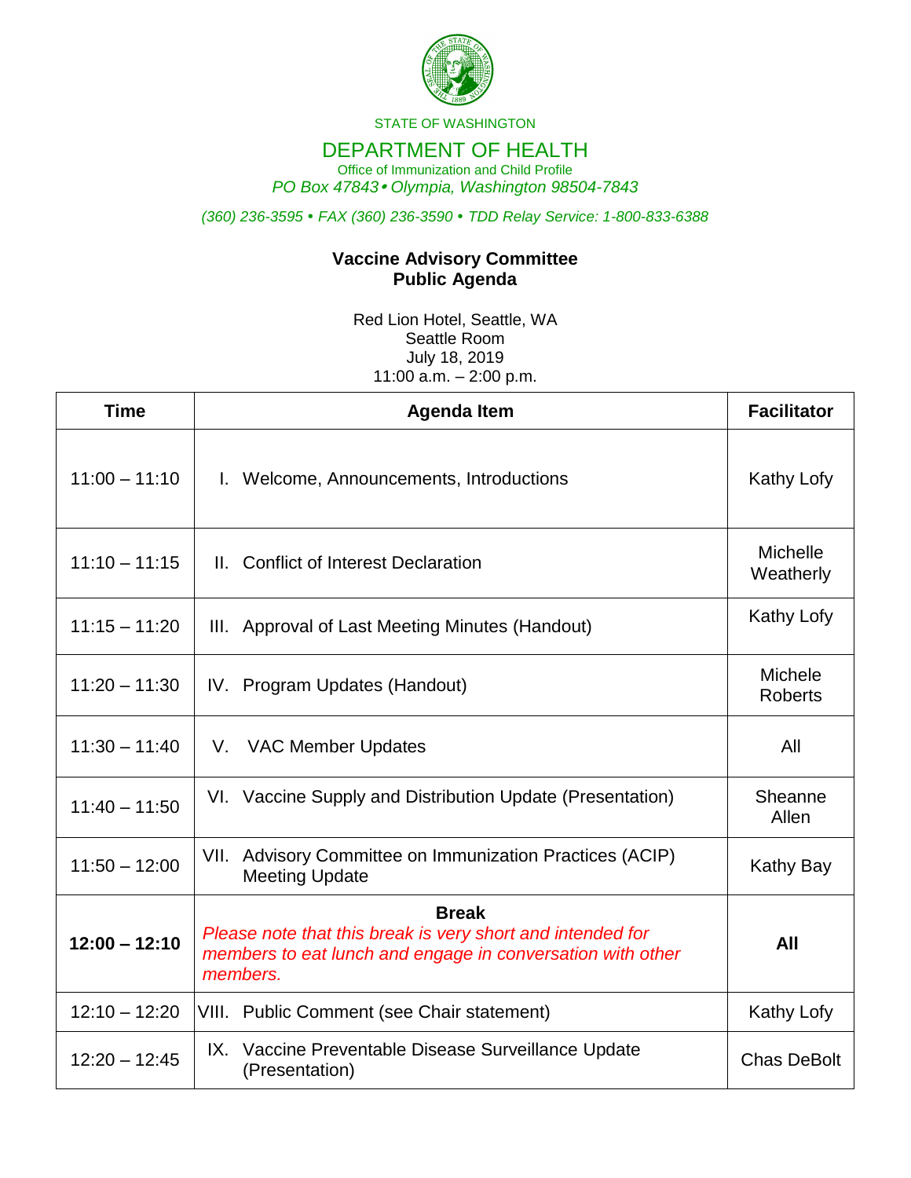STATE OF WASHINGTON

# DEPARTMENT OF HEALTH

Office of Immunization and Child Profile

*PO Box 47843 • Olympia, Washington 98504-7843*

*(360) 236-3595 • FAX (360) 236-3590 • TDD Relay Service: 1-800-833-6388*

## Vaccine Advisory Committee
## Public Agenda

Red Lion Hotel, Seattle, WA
Seattle Room
July 18, 2019
11:00 a.m. – 2:00 p.m.

| Time | Agenda Item | Facilitator |
|---|---|---|
| 11:00 – 11:10 | I. Welcome, Announcements, Introductions | Kathy Lofy |
| 11:10 – 11:15 | II. Conflict of Interest Declaration | Michelle Weatherly |
| 11:15 – 11:20 | III. Approval of Last Meeting Minutes (Handout) | Kathy Lofy |
| 11:20 – 11:30 | IV. Program Updates (Handout) | Michele Roberts |
| 11:30 – 11:40 | V. VAC Member Updates | All |
| 11:40 – 11:50 | VI. Vaccine Supply and Distribution Update (Presentation) | Sheanne Allen |
| 11:50 – 12:00 | VII. Advisory Committee on Immunization Practices (ACIP) Meeting Update | Kathy Bay |
| **12:00 – 12:10** | **Break** *Please note that this break is very short and intended for members to eat lunch and engage in conversation with other members.* | **All** |
| 12:10 – 12:20 | VIII. Public Comment (see Chair statement) | Kathy Lofy |
| 12:20 – 12:45 | IX. Vaccine Preventable Disease Surveillance Update (Presentation) | Chas DeBolt |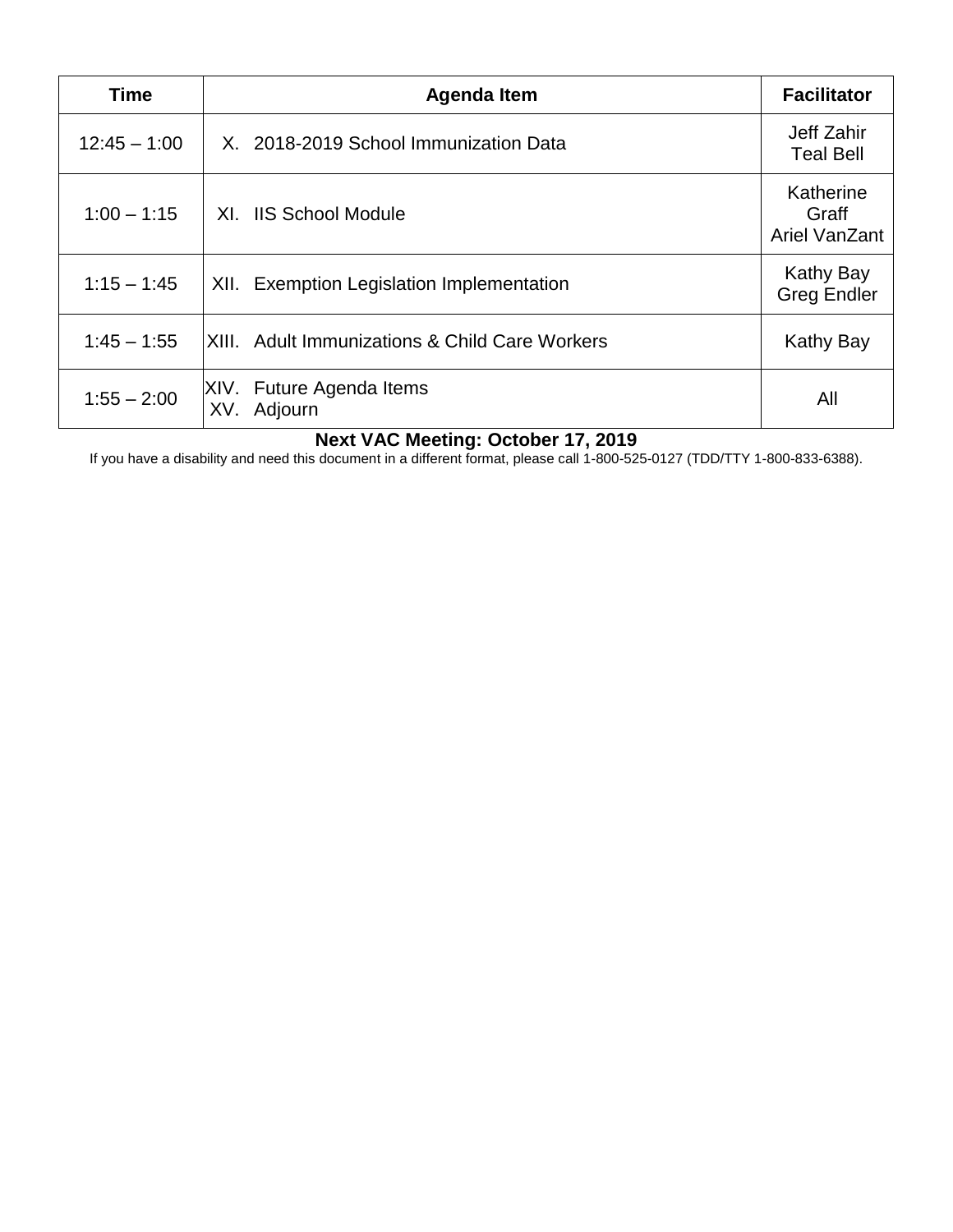| Time | Agenda Item | Facilitator |
|---|---|---|
| 12:45 – 1:00 | X. 2018-2019 School Immunization Data | Jeff Zahir<br>Teal Bell |
| 1:00 – 1:15 | XI. IIS School Module | Katherine Graff<br>Ariel VanZant |
| 1:15 – 1:45 | XII. Exemption Legislation Implementation | Kathy Bay<br>Greg Endler |
| 1:45 – 1:55 | XIII. Adult Immunizations & Child Care Workers | Kathy Bay |
| 1:55 – 2:00 | XIV. Future Agenda Items<br>XV. Adjourn | All |

**Next VAC Meeting: October 17, 2019**

If you have a disability and need this document in a different format, please call 1-800-525-0127 (TDD/TTY 1-800-833-6388).